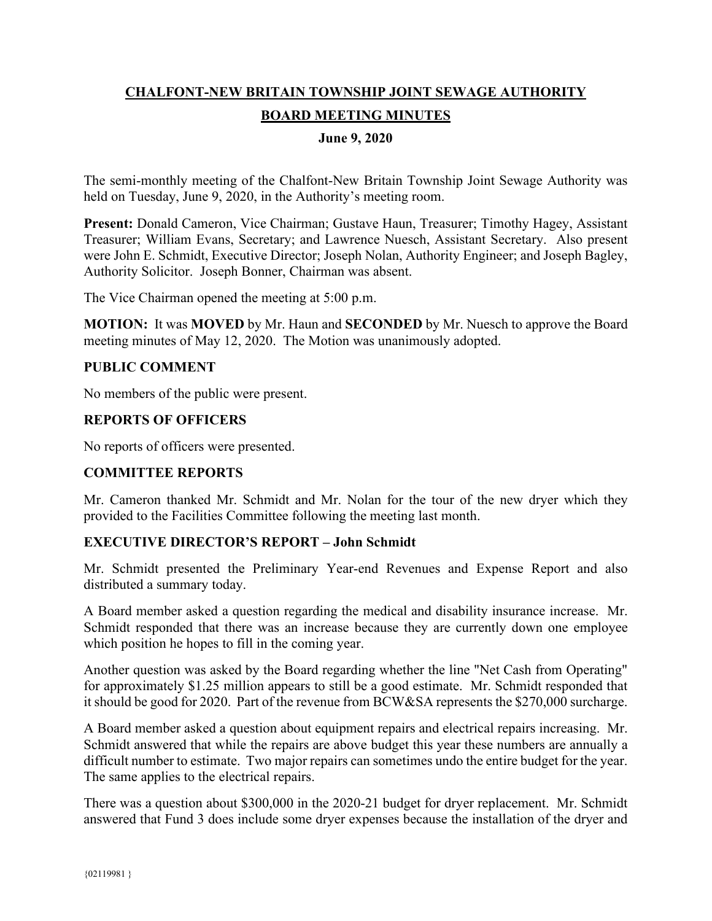# CHALFONT-NEW BRITAIN TOWNSHIP JOINT SEWAGE AUTHORITY

## BOARD MEETING MINUTES

### June 9, 2020

The semi-monthly meeting of the Chalfont-New Britain Township Joint Sewage Authority was held on Tuesday, June 9, 2020, in the Authority's meeting room.

**Present:** Donald Cameron, Vice Chairman; Gustave Haun, Treasurer; Timothy Hagey, Assistant Treasurer; William Evans, Secretary; and Lawrence Nuesch, Assistant Secretary. Also present were John E. Schmidt, Executive Director; Joseph Nolan, Authority Engineer; and Joseph Bagley, Authority Solicitor. Joseph Bonner, Chairman was absent.

The Vice Chairman opened the meeting at 5:00 p.m.

**MOTION:** It was **MOVED** by Mr. Haun and **SECONDED** by Mr. Nuesch to approve the Board meeting minutes of May 12, 2020. The Motion was unanimously adopted.

**PUBLIC COMMENT**

No members of the public were present.

**REPORTS OF OFFICERS**

No reports of officers were presented.

**COMMITTEE REPORTS**

Mr. Cameron thanked Mr. Schmidt and Mr. Nolan for the tour of the new dryer which they provided to the Facilities Committee following the meeting last month.

**EXECUTIVE DIRECTOR'S REPORT – John Schmidt**

Mr. Schmidt presented the Preliminary Year-end Revenues and Expense Report and also distributed a summary today.

A Board member asked a question regarding the medical and disability insurance increase. Mr. Schmidt responded that there was an increase because they are currently down one employee which position he hopes to fill in the coming year.

Another question was asked by the Board regarding whether the line "Net Cash from Operating" for approximately $1.25 million appears to still be a good estimate. Mr. Schmidt responded that it should be good for 2020. Part of the revenue from BCW&SA represents the $270,000 surcharge.

A Board member asked a question about equipment repairs and electrical repairs increasing. Mr. Schmidt answered that while the repairs are above budget this year these numbers are annually a difficult number to estimate. Two major repairs can sometimes undo the entire budget for the year. The same applies to the electrical repairs.

There was a question about $300,000 in the 2020-21 budget for dryer replacement. Mr. Schmidt answered that Fund 3 does include some dryer expenses because the installation of the dryer and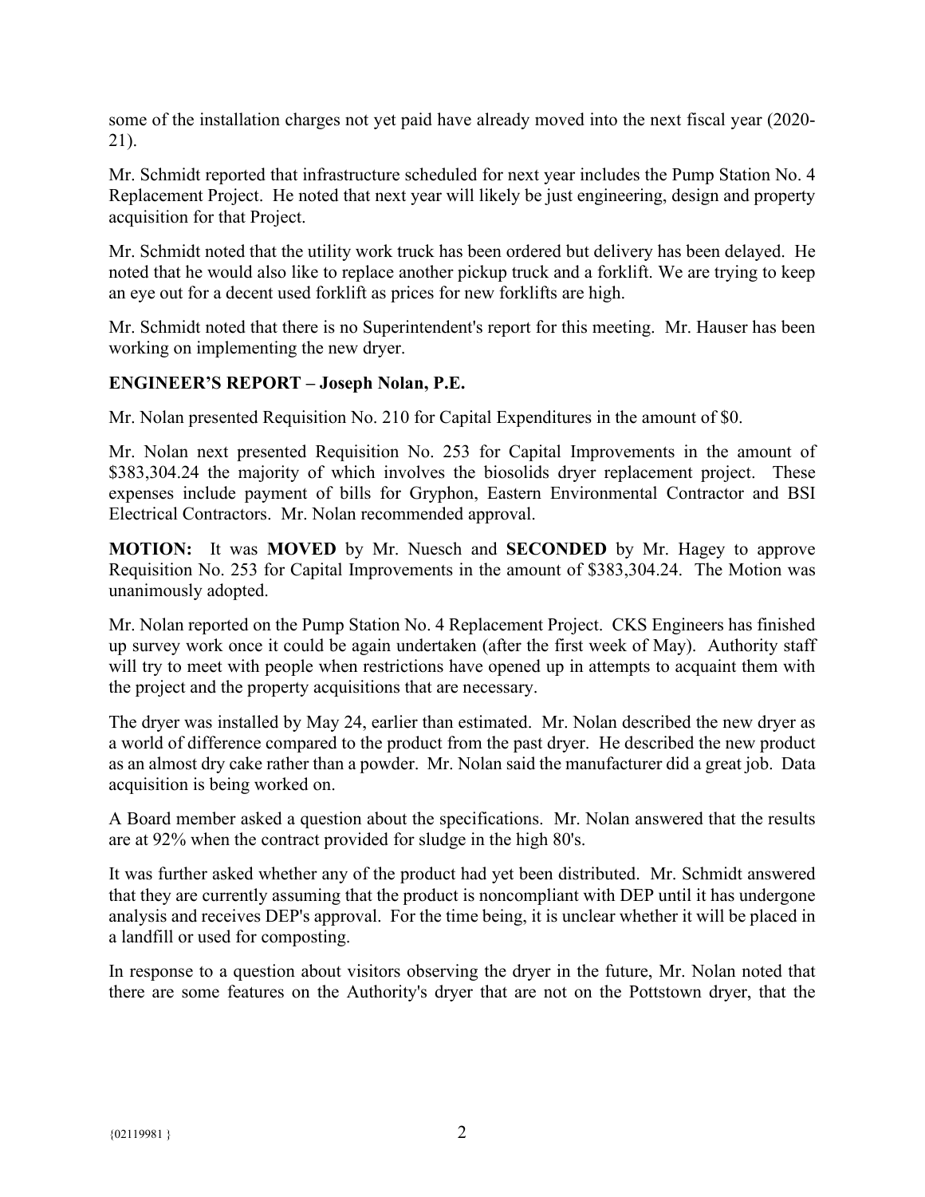some of the installation charges not yet paid have already moved into the next fiscal year (2020-21).

Mr. Schmidt reported that infrastructure scheduled for next year includes the Pump Station No. 4 Replacement Project. He noted that next year will likely be just engineering, design and property acquisition for that Project.

Mr. Schmidt noted that the utility work truck has been ordered but delivery has been delayed. He noted that he would also like to replace another pickup truck and a forklift. We are trying to keep an eye out for a decent used forklift as prices for new forklifts are high.

Mr. Schmidt noted that there is no Superintendent's report for this meeting. Mr. Hauser has been working on implementing the new dryer.

**ENGINEER'S REPORT – Joseph Nolan, P.E.**

Mr. Nolan presented Requisition No. 210 for Capital Expenditures in the amount of $0.

Mr. Nolan next presented Requisition No. 253 for Capital Improvements in the amount of $383,304.24 the majority of which involves the biosolids dryer replacement project. These expenses include payment of bills for Gryphon, Eastern Environmental Contractor and BSI Electrical Contractors. Mr. Nolan recommended approval.

**MOTION:** It was **MOVED** by Mr. Nuesch and **SECONDED** by Mr. Hagey to approve Requisition No. 253 for Capital Improvements in the amount of $383,304.24. The Motion was unanimously adopted.

Mr. Nolan reported on the Pump Station No. 4 Replacement Project. CKS Engineers has finished up survey work once it could be again undertaken (after the first week of May). Authority staff will try to meet with people when restrictions have opened up in attempts to acquaint them with the project and the property acquisitions that are necessary.

The dryer was installed by May 24, earlier than estimated. Mr. Nolan described the new dryer as a world of difference compared to the product from the past dryer. He described the new product as an almost dry cake rather than a powder. Mr. Nolan said the manufacturer did a great job. Data acquisition is being worked on.

A Board member asked a question about the specifications. Mr. Nolan answered that the results are at 92% when the contract provided for sludge in the high 80's.

It was further asked whether any of the product had yet been distributed. Mr. Schmidt answered that they are currently assuming that the product is noncompliant with DEP until it has undergone analysis and receives DEP's approval. For the time being, it is unclear whether it will be placed in a landfill or used for composting.

In response to a question about visitors observing the dryer in the future, Mr. Nolan noted that there are some features on the Authority's dryer that are not on the Pottstown dryer, that the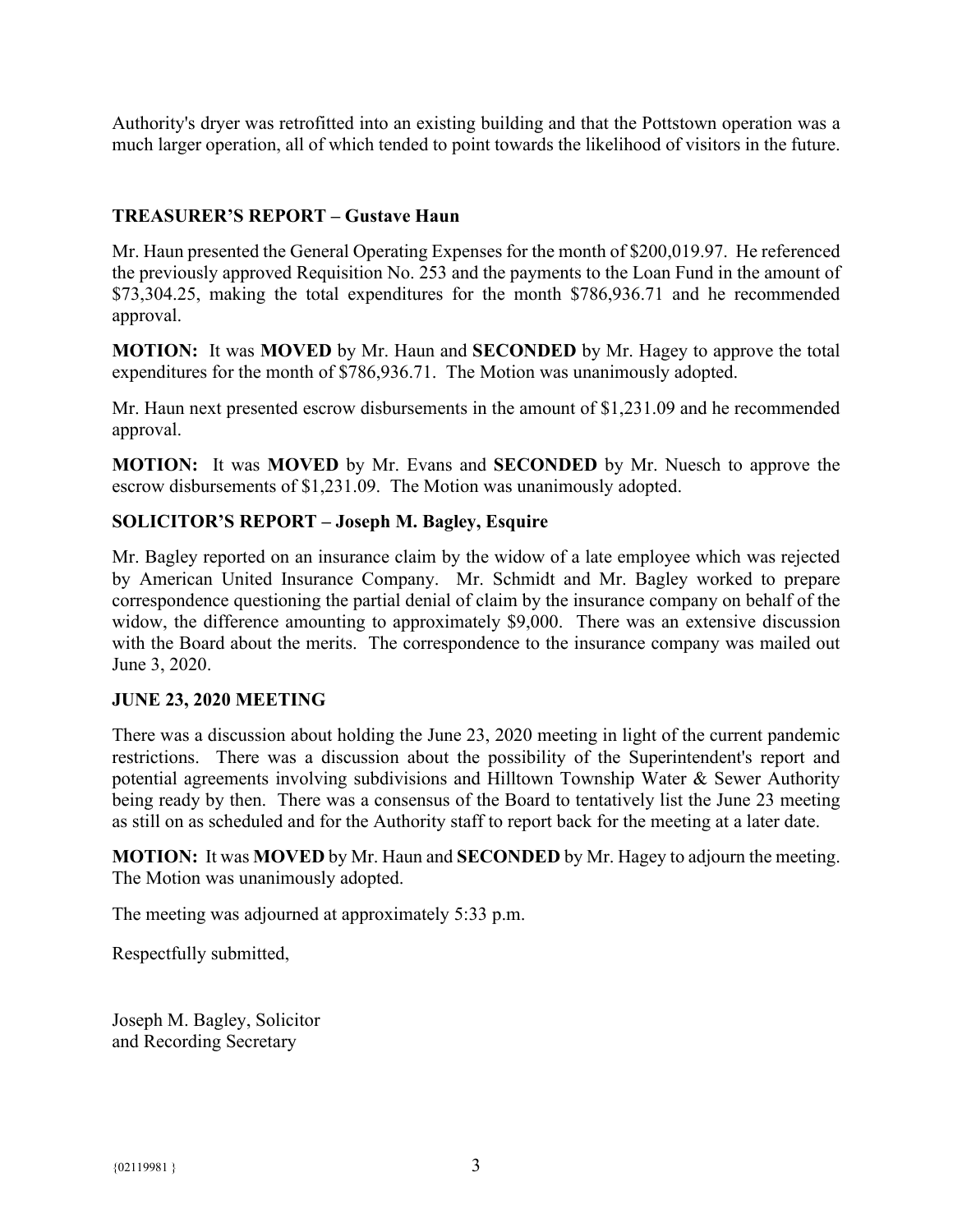Authority's dryer was retrofitted into an existing building and that the Pottstown operation was a much larger operation, all of which tended to point towards the likelihood of visitors in the future.

**TREASURER'S REPORT – Gustave Haun**

Mr. Haun presented the General Operating Expenses for the month of $200,019.97. He referenced the previously approved Requisition No. 253 and the payments to the Loan Fund in the amount of $73,304.25, making the total expenditures for the month $786,936.71 and he recommended approval.

**MOTION:** It was **MOVED** by Mr. Haun and **SECONDED** by Mr. Hagey to approve the total expenditures for the month of $786,936.71. The Motion was unanimously adopted.

Mr. Haun next presented escrow disbursements in the amount of $1,231.09 and he recommended approval.

**MOTION:** It was **MOVED** by Mr. Evans and **SECONDED** by Mr. Nuesch to approve the escrow disbursements of $1,231.09. The Motion was unanimously adopted.

**SOLICITOR'S REPORT – Joseph M. Bagley, Esquire**

Mr. Bagley reported on an insurance claim by the widow of a late employee which was rejected by American United Insurance Company. Mr. Schmidt and Mr. Bagley worked to prepare correspondence questioning the partial denial of claim by the insurance company on behalf of the widow, the difference amounting to approximately $9,000. There was an extensive discussion with the Board about the merits. The correspondence to the insurance company was mailed out June 3, 2020.

**JUNE 23, 2020 MEETING**

There was a discussion about holding the June 23, 2020 meeting in light of the current pandemic restrictions. There was a discussion about the possibility of the Superintendent's report and potential agreements involving subdivisions and Hilltown Township Water & Sewer Authority being ready by then. There was a consensus of the Board to tentatively list the June 23 meeting as still on as scheduled and for the Authority staff to report back for the meeting at a later date.

**MOTION:** It was **MOVED** by Mr. Haun and **SECONDED** by Mr. Hagey to adjourn the meeting. The Motion was unanimously adopted.

The meeting was adjourned at approximately 5:33 p.m.

Respectfully submitted,

Joseph M. Bagley, Solicitor
and Recording Secretary

{02119981 }